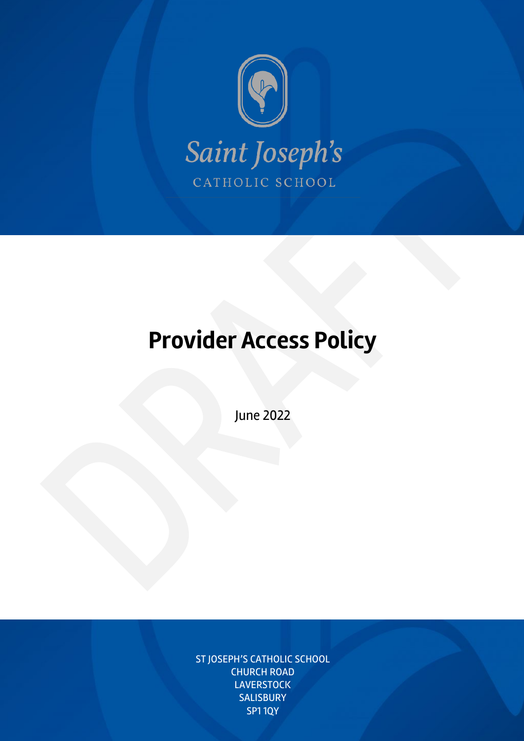Saint Joseph's

CATHOLIC SCHOOL

# Provider Access Policy

June 2022

ST JOSEPH'S CATHOLIC SCHOOL
CHURCH ROAD
LAVERSTOCK
SALISBURY
SP1 1QY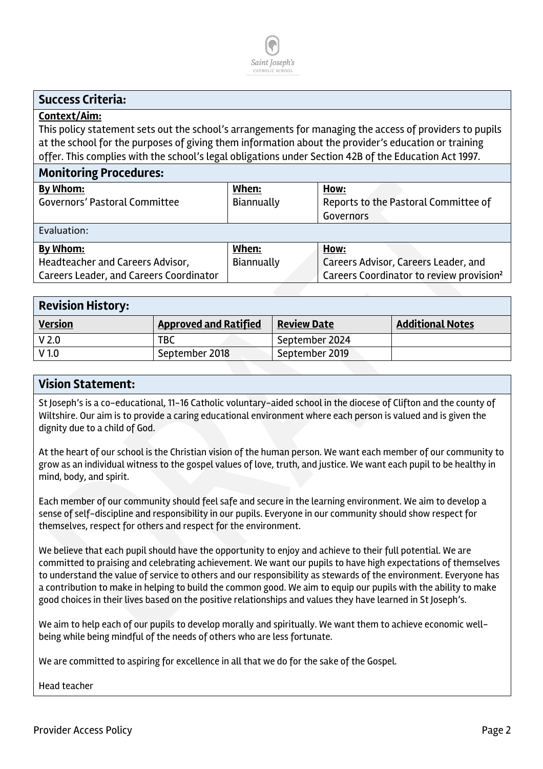## Success Criteria:

**Context/Aim:**

This policy statement sets out the school's arrangements for managing the access of providers to pupils at the school for the purposes of giving them information about the provider's education or training offer. This complies with the school's legal obligations under Section 42B of the Education Act 1997.

## Monitoring Procedures:

| **By Whom:** | **When:** | **How:** |
|---|---|---|
| Governors' Pastoral Committee | Biannually | Reports to the Pastoral Committee of Governors |

Evaluation:

| **By Whom:** | **When:** | **How:** |
|---|---|---|
| Headteacher and Careers Advisor, Careers Leader, and Careers Coordinator | Biannually | Careers Advisor, Careers Leader, and Careers Coordinator to review provision[2] |

## Revision History:

| **Version** | **Approved and Ratified** | **Review Date** | **Additional Notes** |
|---|---|---|---|
| V 2.0 | TBC | September 2024 | |
| V 1.0 | September 2018 | September 2019 | |

## Vision Statement:

St Joseph's is a co-educational, 11-16 Catholic voluntary-aided school in the diocese of Clifton and the county of Wiltshire. Our aim is to provide a caring educational environment where each person is valued and is given the dignity due to a child of God.

At the heart of our school is the Christian vision of the human person. We want each member of our community to grow as an individual witness to the gospel values of love, truth, and justice. We want each pupil to be healthy in mind, body, and spirit.

Each member of our community should feel safe and secure in the learning environment. We aim to develop a sense of self-discipline and responsibility in our pupils. Everyone in our community should show respect for themselves, respect for others and respect for the environment.

We believe that each pupil should have the opportunity to enjoy and achieve to their full potential. We are committed to praising and celebrating achievement. We want our pupils to have high expectations of themselves to understand the value of service to others and our responsibility as stewards of the environment. Everyone has a contribution to make in helping to build the common good. We aim to equip our pupils with the ability to make good choices in their lives based on the positive relationships and values they have learned in St Joseph's.

We aim to help each of our pupils to develop morally and spiritually. We want them to achieve economic well-being while being mindful of the needs of others who are less fortunate.

We are committed to aspiring for excellence in all that we do for the sake of the Gospel.

Head teacher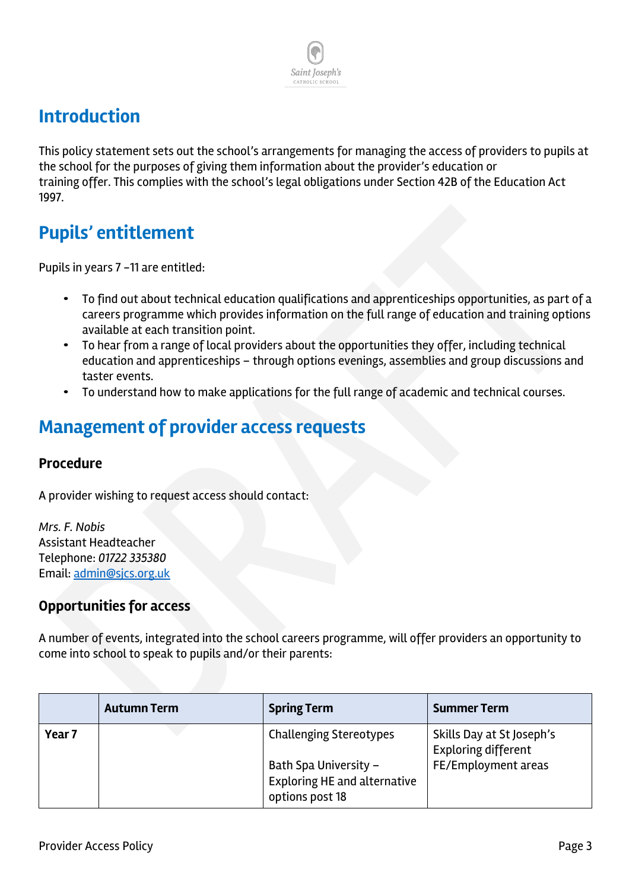## Introduction

This policy statement sets out the school's arrangements for managing the access of providers to pupils at the school for the purposes of giving them information about the provider's education or training offer. This complies with the school's legal obligations under Section 42B of the Education Act 1997.

## Pupils' entitlement

Pupils in years 7 –11 are entitled:

- To find out about technical education qualifications and apprenticeships opportunities, as part of a careers programme which provides information on the full range of education and training options available at each transition point.
- To hear from a range of local providers about the opportunities they offer, including technical education and apprenticeships – through options evenings, assemblies and group discussions and taster events.
- To understand how to make applications for the full range of academic and technical courses.

## Management of provider access requests

### Procedure

A provider wishing to request access should contact:

*Mrs. F. Nobis*
Assistant Headteacher
Telephone: *01722 335380*
Email: admin@sjcs.org.uk

### Opportunities for access

A number of events, integrated into the school careers programme, will offer providers an opportunity to come into school to speak to pupils and/or their parents:

| | Autumn Term | Spring Term | Summer Term |
|---|---|---|---|
| **Year 7** | | Challenging Stereotypes<br><br>Bath Spa University – Exploring HE and alternative options post 18 | Skills Day at St Joseph's Exploring different FE/Employment areas |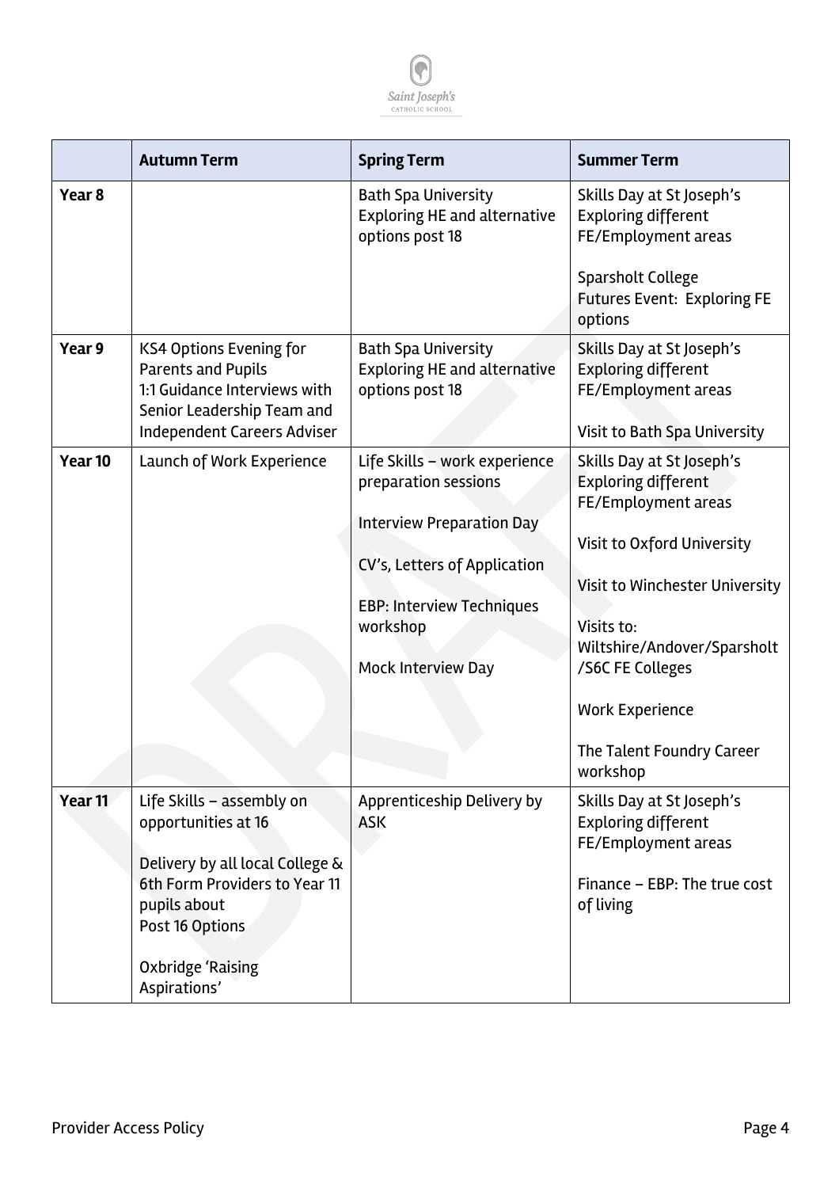| | Autumn Term | Spring Term | Summer Term |
|---|---|---|---|
| **Year 8** | | Bath Spa University Exploring HE and alternative options post 18 | Skills Day at St Joseph's Exploring different FE/Employment areas<br><br>Sparsholt College Futures Event: Exploring FE options |
| **Year 9** | KS4 Options Evening for Parents and Pupils<br>1:1 Guidance Interviews with Senior Leadership Team and Independent Careers Adviser | Bath Spa University Exploring HE and alternative options post 18 | Skills Day at St Joseph's Exploring different FE/Employment areas<br><br>Visit to Bath Spa University |
| **Year 10** | Launch of Work Experience | Life Skills – work experience preparation sessions<br><br>Interview Preparation Day<br><br>CV's, Letters of Application<br><br>EBP: Interview Techniques workshop<br><br>Mock Interview Day | Skills Day at St Joseph's Exploring different FE/Employment areas<br><br>Visit to Oxford University<br><br>Visit to Winchester University<br><br>Visits to: Wiltshire/Andover/Sparsholt /S6C FE Colleges<br><br>Work Experience<br><br>The Talent Foundry Career workshop |
| **Year 11** | Life Skills – assembly on opportunities at 16<br><br>Delivery by all local College & 6th Form Providers to Year 11 pupils about Post 16 Options<br><br>Oxbridge 'Raising Aspirations' | Apprenticeship Delivery by ASK | Skills Day at St Joseph's Exploring different FE/Employment areas<br><br>Finance – EBP: The true cost of living |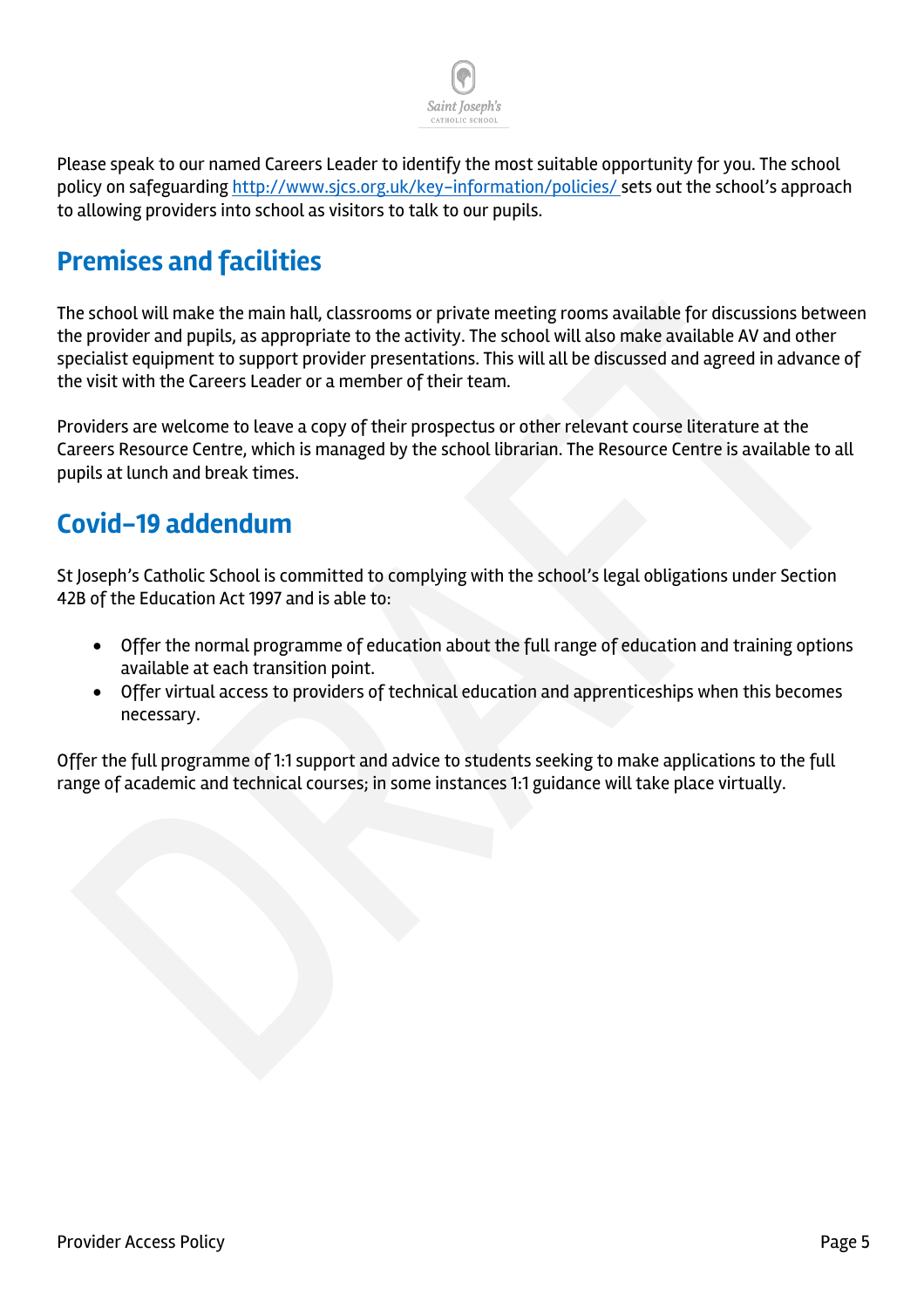Please speak to our named Careers Leader to identify the most suitable opportunity for you. The school policy on safeguarding http://www.sjcs.org.uk/key-information/policies/ sets out the school's approach to allowing providers into school as visitors to talk to our pupils.

## Premises and facilities

The school will make the main hall, classrooms or private meeting rooms available for discussions between the provider and pupils, as appropriate to the activity. The school will also make available AV and other specialist equipment to support provider presentations. This will all be discussed and agreed in advance of the visit with the Careers Leader or a member of their team.

Providers are welcome to leave a copy of their prospectus or other relevant course literature at the Careers Resource Centre, which is managed by the school librarian. The Resource Centre is available to all pupils at lunch and break times.

## Covid-19 addendum

St Joseph's Catholic School is committed to complying with the school's legal obligations under Section 42B of the Education Act 1997 and is able to:

- Offer the normal programme of education about the full range of education and training options available at each transition point.
- Offer virtual access to providers of technical education and apprenticeships when this becomes necessary.

Offer the full programme of 1:1 support and advice to students seeking to make applications to the full range of academic and technical courses; in some instances 1:1 guidance will take place virtually.